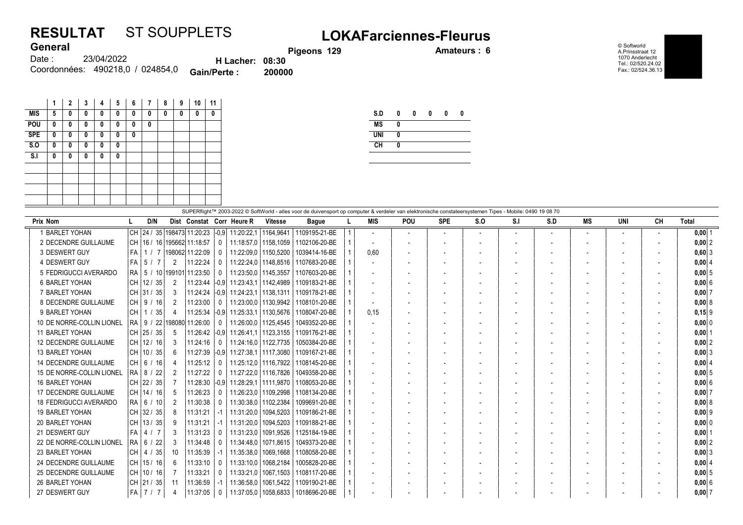# RESULTAT ST SOUPPLETS

## LOKAFarciennes-Fleurus

**General**

Date : 23/04/2022

Coordonnées: 490218,0 / 024854,0

**Pigeons 129**

**H Lacher: 08:30**

**Gain/Perte : 200000**

**Amateurs : 6**

© Softworld
A.Prinsstraat 12
1070 Anderlecht
Tel.: 02/520.24.02
Fax.: 02/524.36.13

| | 1 | 2 | 3 | 4 | 5 | 6 | 7 | 8 | 9 | 10 | 11 |
|---|---|---|---|---|---|---|---|---|---|---|---|
| MIS | 5 | 0 | 0 | 0 | 0 | 0 | 0 | 0 | 0 | 0 | 0 |
| POU | 0 | 0 | 0 | 0 | 0 | 0 | 0 | | | | |
| SPE | 0 | 0 | 0 | 0 | 0 | 0 | | | | | |
| S.O | 0 | 0 | 0 | 0 | 0 | | | | | | |
| S.I | 0 | 0 | 0 | 0 | 0 | | | | | | |

| | | | | | |
|---|---|---|---|---|---|
| S.D | 0 | 0 | 0 | 0 | 0 |
| MS | 0 | | | | |
| UNI | 0 | | | | |
| CH | 0 | | | | |

SUPERflight™ 2003-2022 © SoftWorld - alles voor de duivensport op computer & verdeler van elektronische constateersystemen Tipes - Mobile: 0490 19 08 70

| Prix | Nom | L | D/N | Dist | Constat | Corr | Heure R | Vitesse | Bague | L | MIS | POU | SPE | S.O | S.I | S.D | MS | UNI | CH | Total |
|---|---|---|---|---|---|---|---|---|---|---|---|---|---|---|---|---|---|---|---|---|
| 1 | BARLET YOHAN | CH | 24 / 35 | 198473 | 11:20:23 | -0,9 | 11:20:22,1 | 1164,9641 | 1109195-21-BE | 1 | - | - | - | - | - | - | - | - | - | 0,00 1 |
| 2 | DECENDRE GUILLAUME | CH | 16 / 16 | 195662 | 11:18:57 | 0 | 11:18:57,0 | 1158,1059 | 1102106-20-BE | 1 | - | - | - | - | - | - | - | - | - | 0,00 2 |
| 3 | DESWERT GUY | FA | 1 / 7 | 198062 | 11:22:09 | 0 | 11:22:09,0 | 1150,5200 | 1039414-16-BE | 1 | 0,60 | - | - | - | - | - | - | - | - | 0,60 3 |
| 4 | DESWERT GUY | FA | 5 / 7 | 2 | 11:22:24 | 0 | 11:22:24,0 | 1148,8516 | 1107683-20-BE | 1 | - | - | - | - | - | - | - | - | - | 0,00 4 |
| 5 | FEDRIGUCCI AVERARDO | RA | 5 / 10 | 199101 | 11:23:50 | 0 | 11:23:50,0 | 1145,3557 | 1107603-20-BE | 1 | - | - | - | - | - | - | - | - | - | 0,00 5 |
| 6 | BARLET YOHAN | CH | 12 / 35 | 2 | 11:23:44 | -0,9 | 11:23:43,1 | 1142,4989 | 1109183-21-BE | 1 | - | - | - | - | - | - | - | - | - | 0,00 6 |
| 7 | BARLET YOHAN | CH | 31 / 35 | 3 | 11:24:24 | -0,9 | 11:24:23,1 | 1138,1311 | 1109178-21-BE | 1 | - | - | - | - | - | - | - | - | - | 0,00 7 |
| 8 | DECENDRE GUILLAUME | CH | 9 / 16 | 2 | 11:23:00 | 0 | 11:23:00,0 | 1130,9942 | 1108101-20-BE | 1 | - | - | - | - | - | - | - | - | - | 0,00 8 |
| 9 | BARLET YOHAN | CH | 1 / 35 | 4 | 11:25:34 | -0,9 | 11:25:33,1 | 1130,5676 | 1108047-20-BE | 1 | 0,15 | - | - | - | - | - | - | - | - | 0,15 9 |
| 10 | DE NORRE-COLLIN LIONEL | RA | 9 / 22 | 198080 | 11:26:00 | 0 | 11:26:00,0 | 1125,4545 | 1049352-20-BE | 1 | - | - | - | - | - | - | - | - | - | 0,00 0 |
| 11 | BARLET YOHAN | CH | 25 / 35 | 5 | 11:26:42 | -0,9 | 11:26:41,1 | 1123,3155 | 1109176-21-BE | 1 | - | - | - | - | - | - | - | - | - | 0,00 1 |
| 12 | DECENDRE GUILLAUME | CH | 12 / 16 | 3 | 11:24:16 | 0 | 11:24:16,0 | 1122,7735 | 1050384-20-BE | 1 | - | - | - | - | - | - | - | - | - | 0,00 2 |
| 13 | BARLET YOHAN | CH | 10 / 35 | 6 | 11:27:39 | -0,9 | 11:27:38,1 | 1117,3080 | 1109167-21-BE | 1 | - | - | - | - | - | - | - | - | - | 0,00 3 |
| 14 | DECENDRE GUILLAUME | CH | 6 / 16 | 4 | 11:25:12 | 0 | 11:25:12,0 | 1116,7922 | 1108145-20-BE | 1 | - | - | - | - | - | - | - | - | - | 0,00 4 |
| 15 | DE NORRE-COLLIN LIONEL | RA | 8 / 22 | 2 | 11:27:22 | 0 | 11:27:22,0 | 1116,7826 | 1049358-20-BE | 1 | - | - | - | - | - | - | - | - | - | 0,00 5 |
| 16 | BARLET YOHAN | CH | 22 / 35 | 7 | 11:28:30 | -0,9 | 11:28:29,1 | 1111,9870 | 1108053-20-BE | 1 | - | - | - | - | - | - | - | - | - | 0,00 6 |
| 17 | DECENDRE GUILLAUME | CH | 14 / 16 | 5 | 11:26:23 | 0 | 11:26:23,0 | 1109,2998 | 1108134-20-BE | 1 | - | - | - | - | - | - | - | - | - | 0,00 7 |
| 18 | FEDRIGUCCI AVERARDO | RA | 6 / 10 | 2 | 11:30:38 | 0 | 11:30:38,0 | 1102,2384 | 1099691-20-BE | 1 | - | - | - | - | - | - | - | - | - | 0,00 8 |
| 19 | BARLET YOHAN | CH | 32 / 35 | 8 | 11:31:21 | -1 | 11:31:20,0 | 1094,5203 | 1109186-21-BE | 1 | - | - | - | - | - | - | - | - | - | 0,00 9 |
| 20 | BARLET YOHAN | CH | 13 / 35 | 9 | 11:31:21 | -1 | 11:31:20,0 | 1094,5203 | 1109188-21-BE | 1 | - | - | - | - | - | - | - | - | - | 0,00 0 |
| 21 | DESWERT GUY | FA | 4 / 7 | 3 | 11:31:23 | 0 | 11:31:23,0 | 1091,9526 | 1125184-19-BE | 1 | - | - | - | - | - | - | - | - | - | 0,00 1 |
| 22 | DE NORRE-COLLIN LIONEL | RA | 6 / 22 | 3 | 11:34:48 | 0 | 11:34:48,0 | 1071,8615 | 1049373-20-BE | 1 | - | - | - | - | - | - | - | - | - | 0,00 2 |
| 23 | BARLET YOHAN | CH | 4 / 35 | 10 | 11:35:39 | -1 | 11:35:38,0 | 1069,1668 | 1108058-20-BE | 1 | - | - | - | - | - | - | - | - | - | 0,00 3 |
| 24 | DECENDRE GUILLAUME | CH | 15 / 16 | 6 | 11:33:10 | 0 | 11:33:10,0 | 1068,2184 | 1005828-20-BE | 1 | - | - | - | - | - | - | - | - | - | 0,00 4 |
| 25 | DECENDRE GUILLAUME | CH | 10 / 16 | 7 | 11:33:21 | 0 | 11:33:21,0 | 1067,1503 | 1108117-20-BE | 1 | - | - | - | - | - | - | - | - | - | 0,00 5 |
| 26 | BARLET YOHAN | CH | 21 / 35 | 11 | 11:36:59 | -1 | 11:36:58,0 | 1061,5422 | 1109190-21-BE | 1 | - | - | - | - | - | - | - | - | - | 0,00 6 |
| 27 | DESWERT GUY | FA | 7 / 7 | 4 | 11:37:05 | 0 | 11:37:05,0 | 1058,6833 | 1018696-20-BE | 1 | - | - | - | - | - | - | - | - | - | 0,00 7 |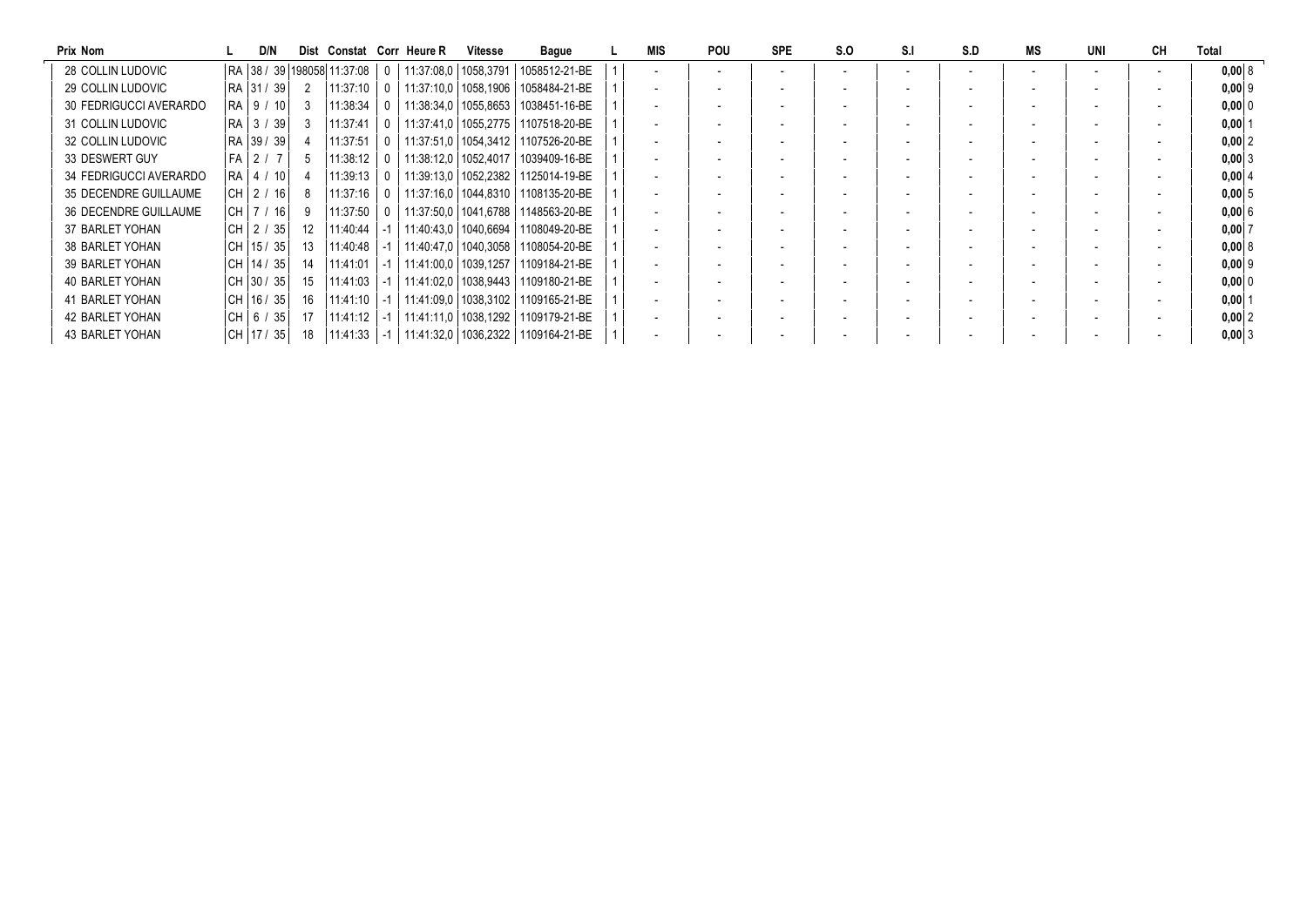| Prix | Nom | L | D/N | Dist | Constat | Corr | Heure R | Vitesse | Bague | L | MIS | POU | SPE | S.O | S.I | S.D | MS | UNI | CH | Total |
|---|---|---|---|---|---|---|---|---|---|---|---|---|---|---|---|---|---|---|---|---|
| 28 | COLLIN LUDOVIC | RA | 38 / 39 | 198058 | 11:37:08 | 0 | 11:37:08,0 | 1058,3791 | 1058512-21-BE | 1 | - | - | - | - | - | - | - | - | - | 0,00 8 |
| 29 | COLLIN LUDOVIC | RA | 31 / 39 | 2 | 11:37:10 | 0 | 11:37:10,0 | 1058,1906 | 1058484-21-BE | 1 | - | - | - | - | - | - | - | - | - | 0,00 9 |
| 30 | FEDRIGUCCI AVERARDO | RA | 9 / 10 | 3 | 11:38:34 | 0 | 11:38:34,0 | 1055,8653 | 1038451-16-BE | 1 | - | - | - | - | - | - | - | - | - | 0,00 0 |
| 31 | COLLIN LUDOVIC | RA | 3 / 39 | 3 | 11:37:41 | 0 | 11:37:41,0 | 1055,2775 | 1107518-20-BE | 1 | - | - | - | - | - | - | - | - | - | 0,00 1 |
| 32 | COLLIN LUDOVIC | RA | 39 / 39 | 4 | 11:37:51 | 0 | 11:37:51,0 | 1054,3412 | 1107526-20-BE | 1 | - | - | - | - | - | - | - | - | - | 0,00 2 |
| 33 | DESWERT GUY | FA | 2 / 7 | 5 | 11:38:12 | 0 | 11:38:12,0 | 1052,4017 | 1039409-16-BE | 1 | - | - | - | - | - | - | - | - | - | 0,00 3 |
| 34 | FEDRIGUCCI AVERARDO | RA | 4 / 10 | 4 | 11:39:13 | 0 | 11:39:13,0 | 1052,2382 | 1125014-19-BE | 1 | - | - | - | - | - | - | - | - | - | 0,00 4 |
| 35 | DECENDRE GUILLAUME | CH | 2 / 16 | 8 | 11:37:16 | 0 | 11:37:16,0 | 1044,8310 | 1108135-20-BE | 1 | - | - | - | - | - | - | - | - | - | 0,00 5 |
| 36 | DECENDRE GUILLAUME | CH | 7 / 16 | 9 | 11:37:50 | 0 | 11:37:50,0 | 1041,6788 | 1148563-20-BE | 1 | - | - | - | - | - | - | - | - | - | 0,00 6 |
| 37 | BARLET YOHAN | CH | 2 / 35 | 12 | 11:40:44 | -1 | 11:40:43,0 | 1040,6694 | 1108049-20-BE | 1 | - | - | - | - | - | - | - | - | - | 0,00 7 |
| 38 | BARLET YOHAN | CH | 15 / 35 | 13 | 11:40:48 | -1 | 11:40:47,0 | 1040,3058 | 1108054-20-BE | 1 | - | - | - | - | - | - | - | - | - | 0,00 8 |
| 39 | BARLET YOHAN | CH | 14 / 35 | 14 | 11:41:01 | -1 | 11:41:00,0 | 1039,1257 | 1109184-21-BE | 1 | - | - | - | - | - | - | - | - | - | 0,00 9 |
| 40 | BARLET YOHAN | CH | 30 / 35 | 15 | 11:41:03 | -1 | 11:41:02,0 | 1038,9443 | 1109180-21-BE | 1 | - | - | - | - | - | - | - | - | - | 0,00 0 |
| 41 | BARLET YOHAN | CH | 16 / 35 | 16 | 11:41:10 | -1 | 11:41:09,0 | 1038,3102 | 1109165-21-BE | 1 | - | - | - | - | - | - | - | - | - | 0,00 1 |
| 42 | BARLET YOHAN | CH | 6 / 35 | 17 | 11:41:12 | -1 | 11:41:11,0 | 1038,1292 | 1109179-21-BE | 1 | - | - | - | - | - | - | - | - | - | 0,00 2 |
| 43 | BARLET YOHAN | CH | 17 / 35 | 18 | 11:41:33 | -1 | 11:41:32,0 | 1036,2322 | 1109164-21-BE | 1 | - | - | - | - | - | - | - | - | - | 0,00 3 |